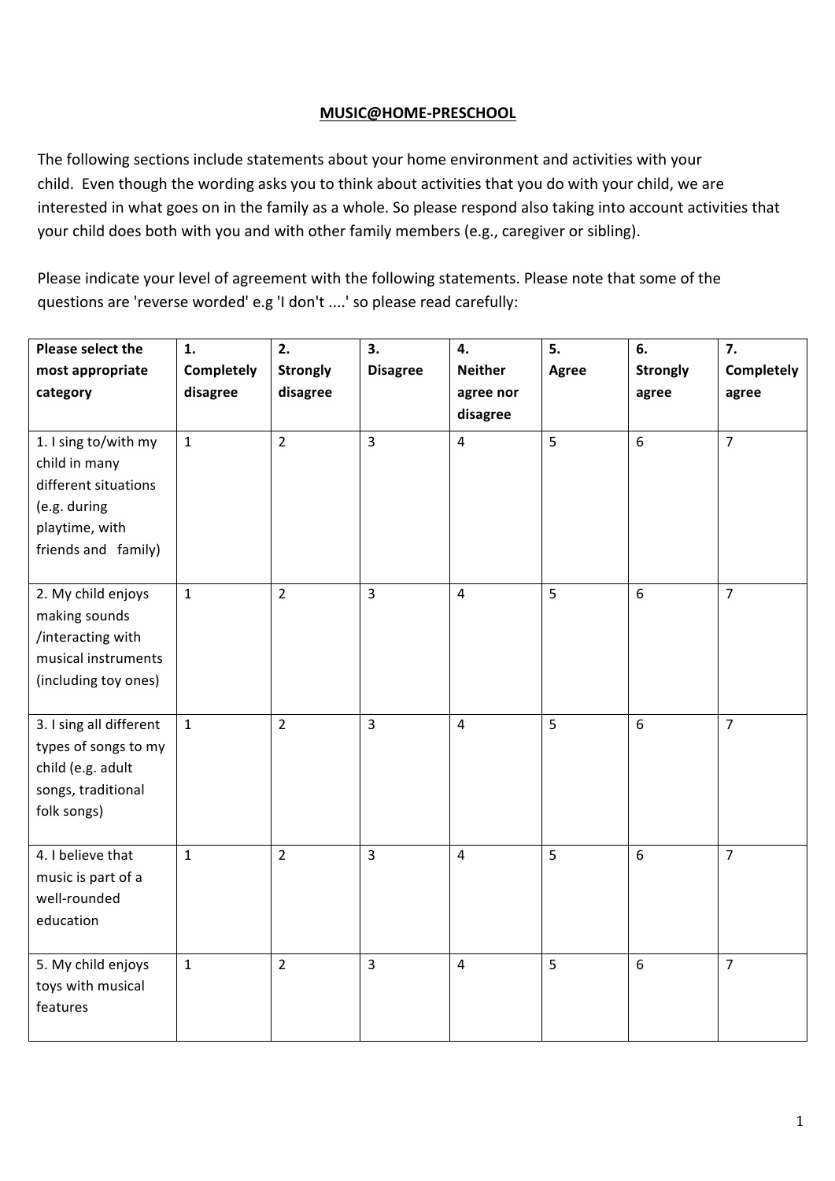# MUSIC@HOME-PRESCHOOL

The following sections include statements about your home environment and activities with your child. Even though the wording asks you to think about activities that you do with your child, we are interested in what goes on in the family as a whole. So please respond also taking into account activities that your child does both with you and with other family members (e.g., caregiver or sibling).

Please indicate your level of agreement with the following statements. Please note that some of the questions are 'reverse worded' e.g 'I don't ....' so please read carefully:

| **Please select the most appropriate category** | **1. Completely disagree** | **2. Strongly disagree** | **3. Disagree** | **4. Neither agree nor disagree** | **5. Agree** | **6. Strongly agree** | **7. Completely agree** |
|---|---|---|---|---|---|---|---|
| 1. I sing to/with my child in many different situations (e.g. during playtime, with friends and family) | 1 | 2 | 3 | 4 | 5 | 6 | 7 |
| 2. My child enjoys making sounds /interacting with musical instruments (including toy ones) | 1 | 2 | 3 | 4 | 5 | 6 | 7 |
| 3. I sing all different types of songs to my child (e.g. adult songs, traditional folk songs) | 1 | 2 | 3 | 4 | 5 | 6 | 7 |
| 4. I believe that music is part of a well-rounded education | 1 | 2 | 3 | 4 | 5 | 6 | 7 |
| 5. My child enjoys toys with musical features | 1 | 2 | 3 | 4 | 5 | 6 | 7 |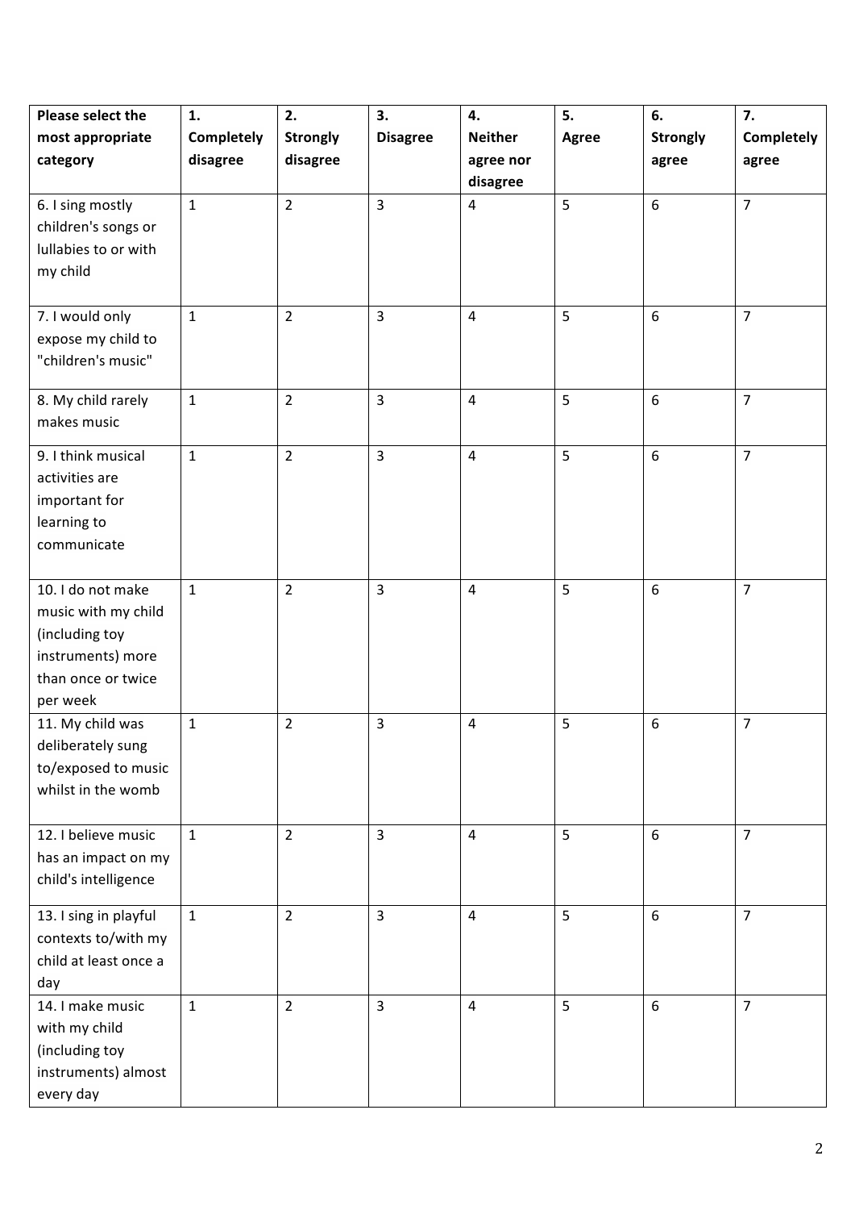| **Please select the most appropriate category** | **1. Completely disagree** | **2. Strongly disagree** | **3. Disagree** | **4. Neither agree nor disagree** | **5. Agree** | **6. Strongly agree** | **7. Completely agree** |
|---|---|---|---|---|---|---|---|
| 6. I sing mostly children's songs or lullabies to or with my child | 1 | 2 | 3 | 4 | 5 | 6 | 7 |
| 7. I would only expose my child to "children's music" | 1 | 2 | 3 | 4 | 5 | 6 | 7 |
| 8. My child rarely makes music | 1 | 2 | 3 | 4 | 5 | 6 | 7 |
| 9. I think musical activities are important for learning to communicate | 1 | 2 | 3 | 4 | 5 | 6 | 7 |
| 10. I do not make music with my child (including toy instruments) more than once or twice per week | 1 | 2 | 3 | 4 | 5 | 6 | 7 |
| 11. My child was deliberately sung to/exposed to music whilst in the womb | 1 | 2 | 3 | 4 | 5 | 6 | 7 |
| 12. I believe music has an impact on my child's intelligence | 1 | 2 | 3 | 4 | 5 | 6 | 7 |
| 13. I sing in playful contexts to/with my child at least once a day | 1 | 2 | 3 | 4 | 5 | 6 | 7 |
| 14. I make music with my child (including toy instruments) almost every day | 1 | 2 | 3 | 4 | 5 | 6 | 7 |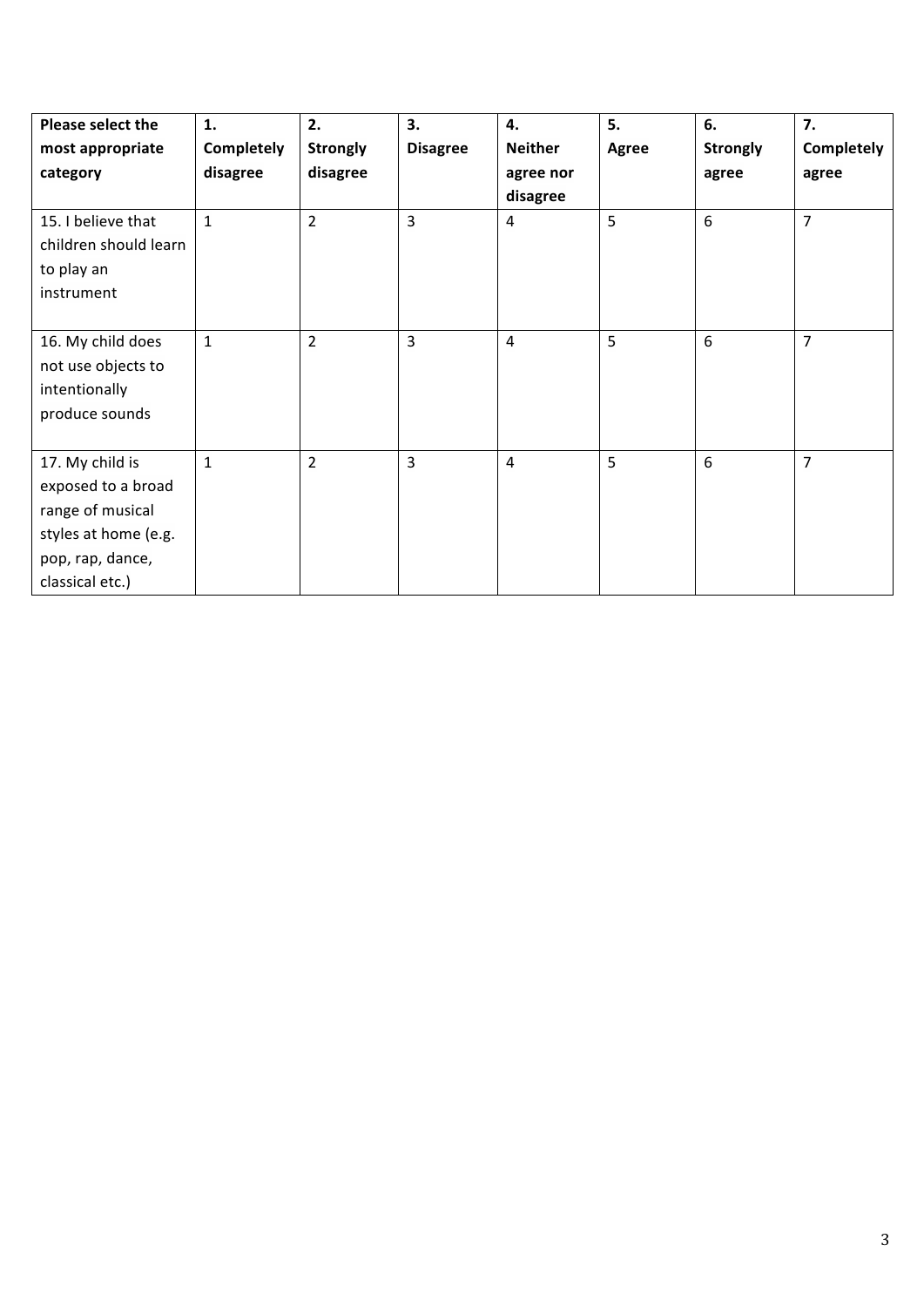| **Please select the most appropriate category** | **1. Completely disagree** | **2. Strongly disagree** | **3. Disagree** | **4. Neither agree nor disagree** | **5. Agree** | **6. Strongly agree** | **7. Completely agree** |
|---|---|---|---|---|---|---|---|
| 15. I believe that children should learn to play an instrument | 1 | 2 | 3 | 4 | 5 | 6 | 7 |
| 16. My child does not use objects to intentionally produce sounds | 1 | 2 | 3 | 4 | 5 | 6 | 7 |
| 17. My child is exposed to a broad range of musical styles at home (e.g. pop, rap, dance, classical etc.) | 1 | 2 | 3 | 4 | 5 | 6 | 7 |